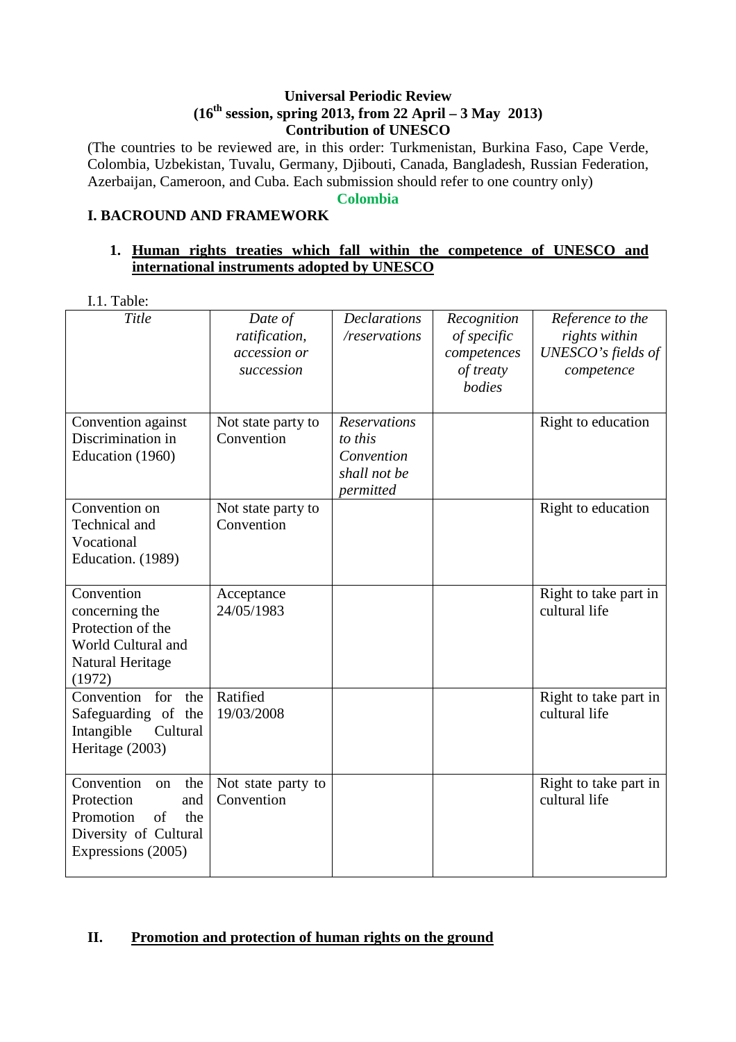**Universal Periodic Review**
**(16th session, spring 2013, from 22 April – 3 May 2013)**
**Contribution of UNESCO**

(The countries to be reviewed are, in this order: Turkmenistan, Burkina Faso, Cape Verde, Colombia, Uzbekistan, Tuvalu, Germany, Djibouti, Canada, Bangladesh, Russian Federation, Azerbaijan, Cameroon, and Cuba. Each submission should refer to one country only)

**Colombia**

# I. BACROUND AND FRAMEWORK

## 1. Human rights treaties which fall within the competence of UNESCO and international instruments adopted by UNESCO

I.1. Table:

| *Title* | *Date of ratification, accession or succession* | *Declarations /reservations* | *Recognition of specific competences of treaty bodies* | *Reference to the rights within UNESCO's fields of competence* |
|---|---|---|---|---|
| Convention against Discrimination in Education (1960) | Not state party to Convention | *Reservations to this Convention shall not be permitted* | | Right to education |
| Convention on Technical and Vocational Education. (1989) | Not state party to Convention | | | Right to education |
| Convention concerning the Protection of the World Cultural and Natural Heritage (1972) | Acceptance 24/05/1983 | | | Right to take part in cultural life |
| Convention for the Safeguarding of the Intangible Cultural Heritage (2003) | Ratified 19/03/2008 | | | Right to take part in cultural life |
| Convention on the Protection and Promotion of the Diversity of Cultural Expressions (2005) | Not state party to Convention | | | Right to take part in cultural life |

# II. Promotion and protection of human rights on the ground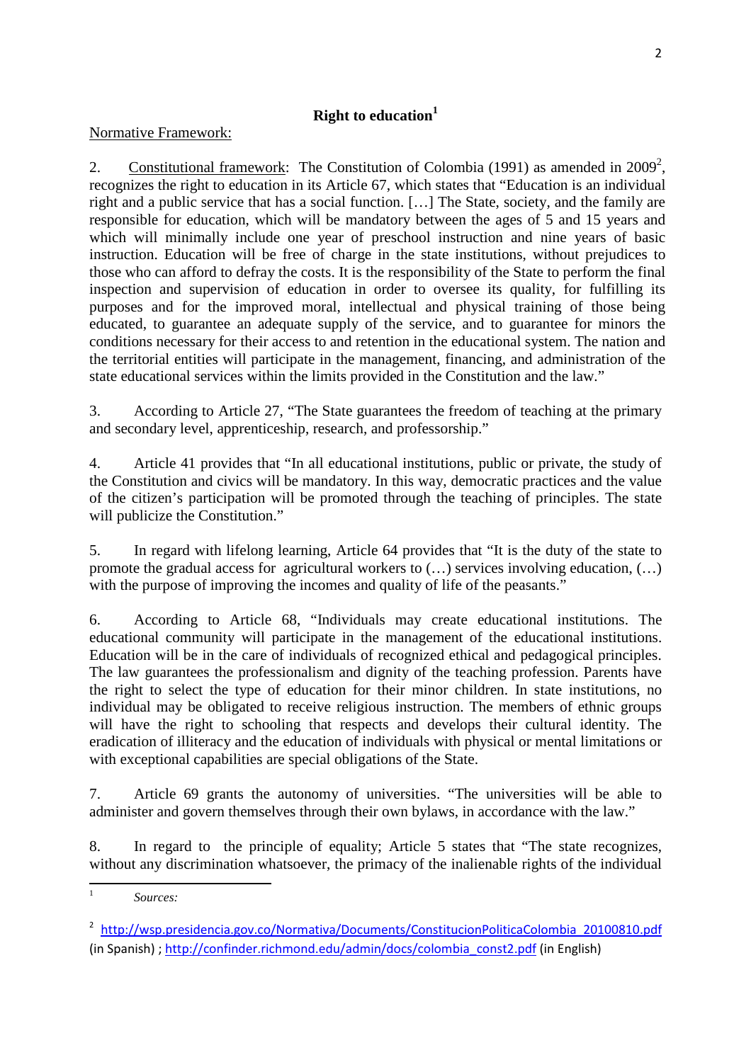## Right to education[1]

Normative Framework:

2. Constitutional framework: The Constitution of Colombia (1991) as amended in 2009[2], recognizes the right to education in its Article 67, which states that "Education is an individual right and a public service that has a social function. […] The State, society, and the family are responsible for education, which will be mandatory between the ages of 5 and 15 years and which will minimally include one year of preschool instruction and nine years of basic instruction. Education will be free of charge in the state institutions, without prejudices to those who can afford to defray the costs. It is the responsibility of the State to perform the final inspection and supervision of education in order to oversee its quality, for fulfilling its purposes and for the improved moral, intellectual and physical training of those being educated, to guarantee an adequate supply of the service, and to guarantee for minors the conditions necessary for their access to and retention in the educational system. The nation and the territorial entities will participate in the management, financing, and administration of the state educational services within the limits provided in the Constitution and the law."

3. According to Article 27, "The State guarantees the freedom of teaching at the primary and secondary level, apprenticeship, research, and professorship."

4. Article 41 provides that "In all educational institutions, public or private, the study of the Constitution and civics will be mandatory. In this way, democratic practices and the value of the citizen's participation will be promoted through the teaching of principles. The state will publicize the Constitution."

5. In regard with lifelong learning, Article 64 provides that "It is the duty of the state to promote the gradual access for agricultural workers to (…) services involving education, (…) with the purpose of improving the incomes and quality of life of the peasants."

6. According to Article 68, "Individuals may create educational institutions. The educational community will participate in the management of the educational institutions. Education will be in the care of individuals of recognized ethical and pedagogical principles. The law guarantees the professionalism and dignity of the teaching profession. Parents have the right to select the type of education for their minor children. In state institutions, no individual may be obligated to receive religious instruction. The members of ethnic groups will have the right to schooling that respects and develops their cultural identity. The eradication of illiteracy and the education of individuals with physical or mental limitations or with exceptional capabilities are special obligations of the State.

7. Article 69 grants the autonomy of universities. "The universities will be able to administer and govern themselves through their own bylaws, in accordance with the law."

8. In regard to the principle of equality; Article 5 states that "The state recognizes, without any discrimination whatsoever, the primacy of the inalienable rights of the individual

---

[1] *Sources:*

[2] http://wsp.presidencia.gov.co/Normativa/Documents/ConstitucionPoliticaColombia_20100810.pdf (in Spanish) ; http://confinder.richmond.edu/admin/docs/colombia_const2.pdf (in English)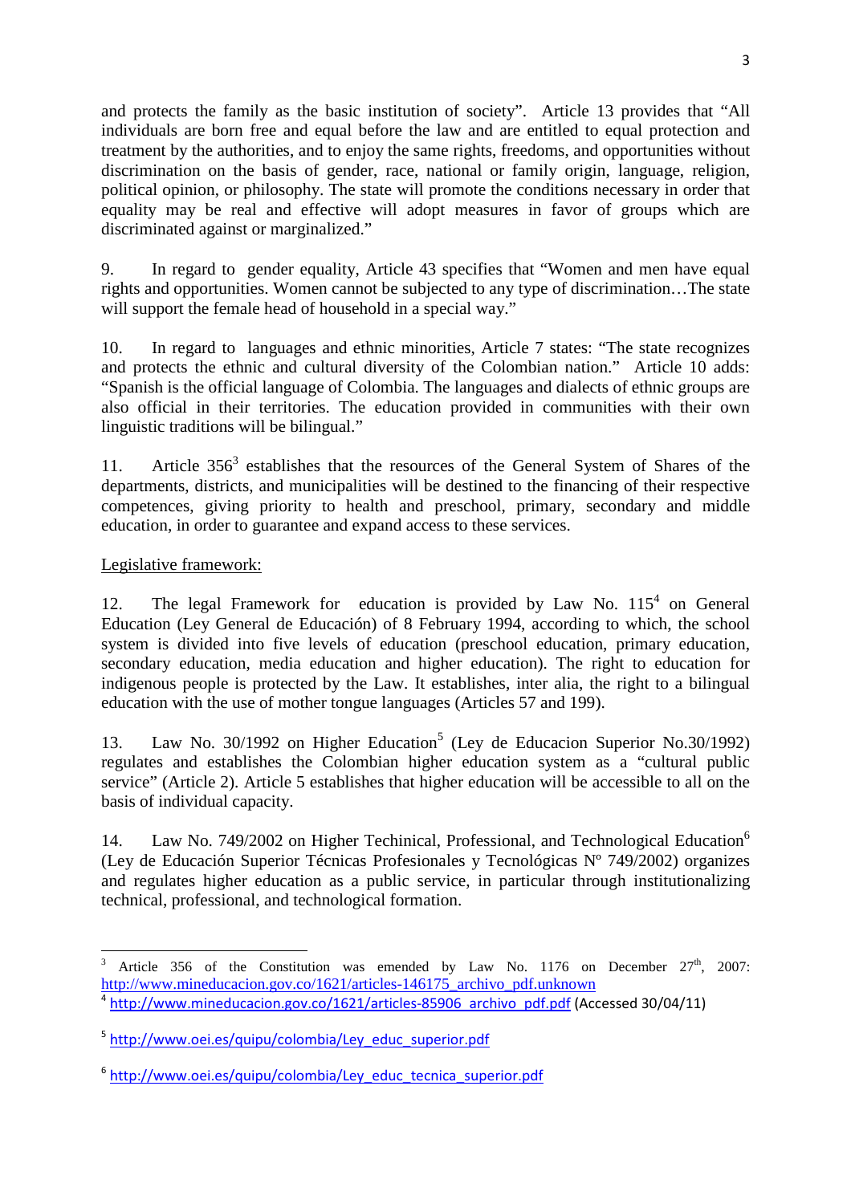and protects the family as the basic institution of society". Article 13 provides that "All individuals are born free and equal before the law and are entitled to equal protection and treatment by the authorities, and to enjoy the same rights, freedoms, and opportunities without discrimination on the basis of gender, race, national or family origin, language, religion, political opinion, or philosophy. The state will promote the conditions necessary in order that equality may be real and effective will adopt measures in favor of groups which are discriminated against or marginalized."

9. In regard to gender equality, Article 43 specifies that "Women and men have equal rights and opportunities. Women cannot be subjected to any type of discrimination…The state will support the female head of household in a special way."

10. In regard to languages and ethnic minorities, Article 7 states: "The state recognizes and protects the ethnic and cultural diversity of the Colombian nation." Article 10 adds: "Spanish is the official language of Colombia. The languages and dialects of ethnic groups are also official in their territories. The education provided in communities with their own linguistic traditions will be bilingual."

11. Article 356[3] establishes that the resources of the General System of Shares of the departments, districts, and municipalities will be destined to the financing of their respective competences, giving priority to health and preschool, primary, secondary and middle education, in order to guarantee and expand access to these services.

Legislative framework:

12. The legal Framework for education is provided by Law No. 115[4] on General Education (Ley General de Educación) of 8 February 1994, according to which, the school system is divided into five levels of education (preschool education, primary education, secondary education, media education and higher education). The right to education for indigenous people is protected by the Law. It establishes, inter alia, the right to a bilingual education with the use of mother tongue languages (Articles 57 and 199).

13. Law No. 30/1992 on Higher Education[5] (Ley de Educacion Superior No.30/1992) regulates and establishes the Colombian higher education system as a "cultural public service" (Article 2). Article 5 establishes that higher education will be accessible to all on the basis of individual capacity.

14. Law No. 749/2002 on Higher Techinical, Professional, and Technological Education[6] (Ley de Educación Superior Técnicas Profesionales y Tecnológicas Nº 749/2002) organizes and regulates higher education as a public service, in particular through institutionalizing technical, professional, and technological formation.

---

[3] Article 356 of the Constitution was emended by Law No. 1176 on December 27th, 2007: http://www.mineducacion.gov.co/1621/articles-146175_archivo_pdf.unknown

[4] http://www.mineducacion.gov.co/1621/articles-85906_archivo_pdf.pdf (Accessed 30/04/11)

[5] http://www.oei.es/quipu/colombia/Ley_educ_superior.pdf

[6] http://www.oei.es/quipu/colombia/Ley_educ_tecnica_superior.pdf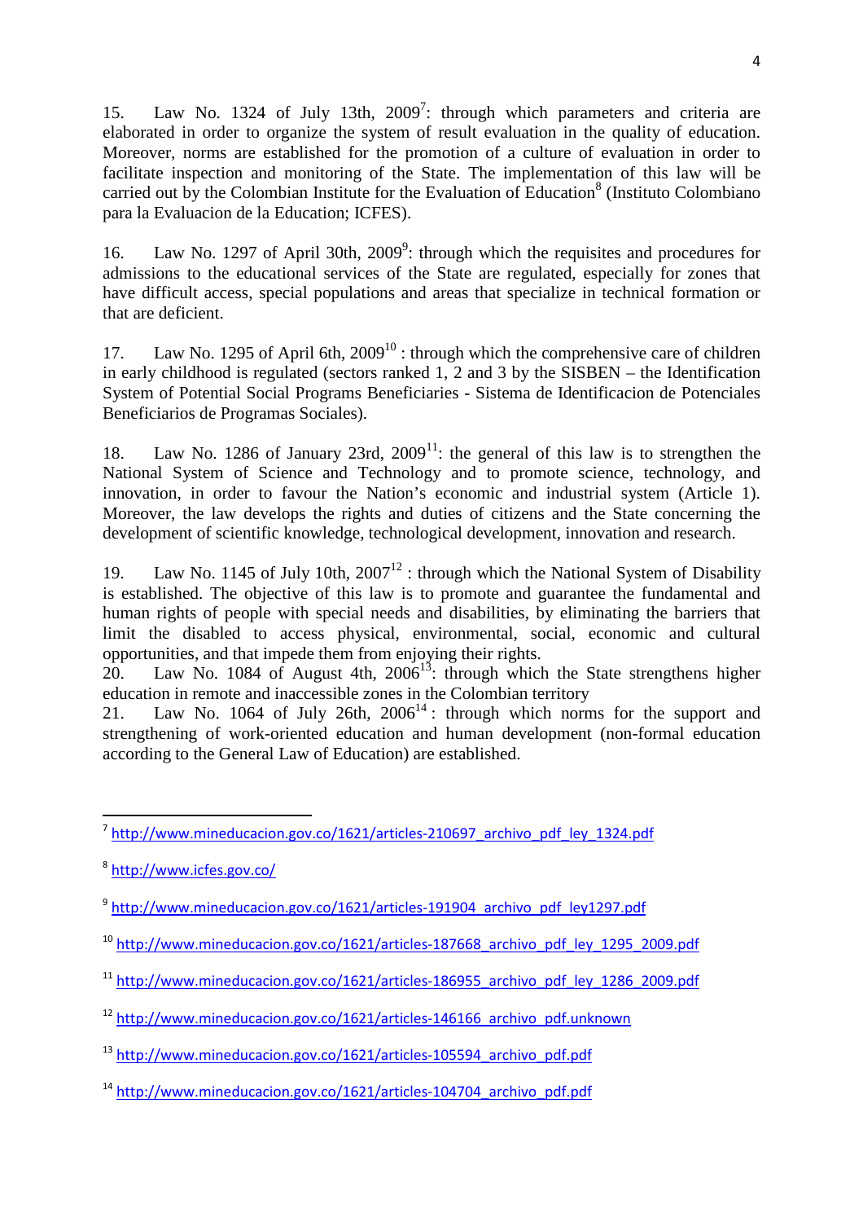15. Law No. 1324 of July 13th, 2009[7]: through which parameters and criteria are elaborated in order to organize the system of result evaluation in the quality of education. Moreover, norms are established for the promotion of a culture of evaluation in order to facilitate inspection and monitoring of the State. The implementation of this law will be carried out by the Colombian Institute for the Evaluation of Education[8] (Instituto Colombiano para la Evaluacion de la Education; ICFES).

16. Law No. 1297 of April 30th, 2009[9]: through which the requisites and procedures for admissions to the educational services of the State are regulated, especially for zones that have difficult access, special populations and areas that specialize in technical formation or that are deficient.

17. Law No. 1295 of April 6th, 2009[10] : through which the comprehensive care of children in early childhood is regulated (sectors ranked 1, 2 and 3 by the SISBEN – the Identification System of Potential Social Programs Beneficiaries - Sistema de Identificacion de Potenciales Beneficiarios de Programas Sociales).

18. Law No. 1286 of January 23rd, 2009[11]: the general of this law is to strengthen the National System of Science and Technology and to promote science, technology, and innovation, in order to favour the Nation's economic and industrial system (Article 1). Moreover, the law develops the rights and duties of citizens and the State concerning the development of scientific knowledge, technological development, innovation and research.

19. Law No. 1145 of July 10th, 2007[12] : through which the National System of Disability is established. The objective of this law is to promote and guarantee the fundamental and human rights of people with special needs and disabilities, by eliminating the barriers that limit the disabled to access physical, environmental, social, economic and cultural opportunities, and that impede them from enjoying their rights.

20. Law No. 1084 of August 4th, 2006[13]: through which the State strengthens higher education in remote and inaccessible zones in the Colombian territory

21. Law No. 1064 of July 26th, 2006[14] : through which norms for the support and strengthening of work-oriented education and human development (non-formal education according to the General Law of Education) are established.

---

[7] http://www.mineducacion.gov.co/1621/articles-210697_archivo_pdf_ley_1324.pdf

[8] http://www.icfes.gov.co/

[9] http://www.mineducacion.gov.co/1621/articles-191904_archivo_pdf_ley1297.pdf

[10] http://www.mineducacion.gov.co/1621/articles-187668_archivo_pdf_ley_1295_2009.pdf

[11] http://www.mineducacion.gov.co/1621/articles-186955_archivo_pdf_ley_1286_2009.pdf

[12] http://www.mineducacion.gov.co/1621/articles-146166_archivo_pdf.unknown

[13] http://www.mineducacion.gov.co/1621/articles-105594_archivo_pdf.pdf

[14] http://www.mineducacion.gov.co/1621/articles-104704_archivo_pdf.pdf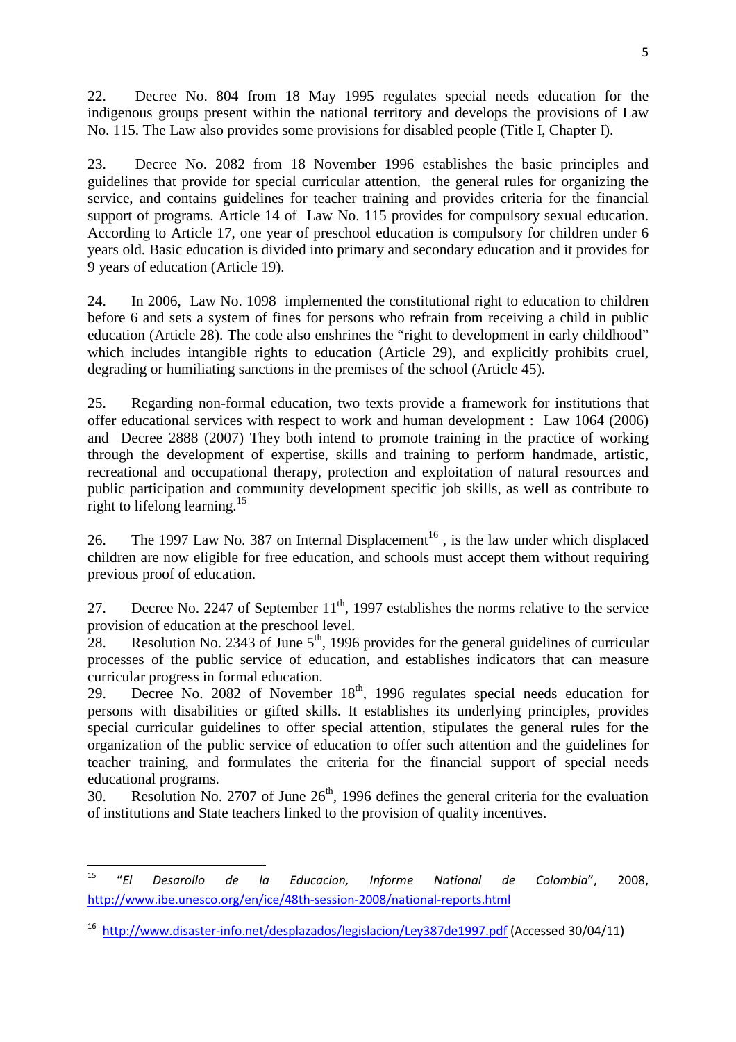22. Decree No. 804 from 18 May 1995 regulates special needs education for the indigenous groups present within the national territory and develops the provisions of Law No. 115. The Law also provides some provisions for disabled people (Title I, Chapter I).

23. Decree No. 2082 from 18 November 1996 establishes the basic principles and guidelines that provide for special curricular attention, the general rules for organizing the service, and contains guidelines for teacher training and provides criteria for the financial support of programs. Article 14 of Law No. 115 provides for compulsory sexual education. According to Article 17, one year of preschool education is compulsory for children under 6 years old. Basic education is divided into primary and secondary education and it provides for 9 years of education (Article 19).

24. In 2006, Law No. 1098 implemented the constitutional right to education to children before 6 and sets a system of fines for persons who refrain from receiving a child in public education (Article 28). The code also enshrines the "right to development in early childhood" which includes intangible rights to education (Article 29), and explicitly prohibits cruel, degrading or humiliating sanctions in the premises of the school (Article 45).

25. Regarding non-formal education, two texts provide a framework for institutions that offer educational services with respect to work and human development : Law 1064 (2006) and Decree 2888 (2007) They both intend to promote training in the practice of working through the development of expertise, skills and training to perform handmade, artistic, recreational and occupational therapy, protection and exploitation of natural resources and public participation and community development specific job skills, as well as contribute to right to lifelong learning.[15]

26. The 1997 Law No. 387 on Internal Displacement[16] , is the law under which displaced children are now eligible for free education, and schools must accept them without requiring previous proof of education.

27. Decree No. 2247 of September 11th, 1997 establishes the norms relative to the service provision of education at the preschool level.

28. Resolution No. 2343 of June 5th, 1996 provides for the general guidelines of curricular processes of the public service of education, and establishes indicators that can measure curricular progress in formal education.

29. Decree No. 2082 of November 18th, 1996 regulates special needs education for persons with disabilities or gifted skills. It establishes its underlying principles, provides special curricular guidelines to offer special attention, stipulates the general rules for the organization of the public service of education to offer such attention and the guidelines for teacher training, and formulates the criteria for the financial support of special needs educational programs.

30. Resolution No. 2707 of June 26th, 1996 defines the general criteria for the evaluation of institutions and State teachers linked to the provision of quality incentives.

---

[15] *"El Desarollo de la Educacion, Informe National de Colombia"*, 2008, http://www.ibe.unesco.org/en/ice/48th-session-2008/national-reports.html

[16] http://www.disaster-info.net/desplazados/legislacion/Ley387de1997.pdf (Accessed 30/04/11)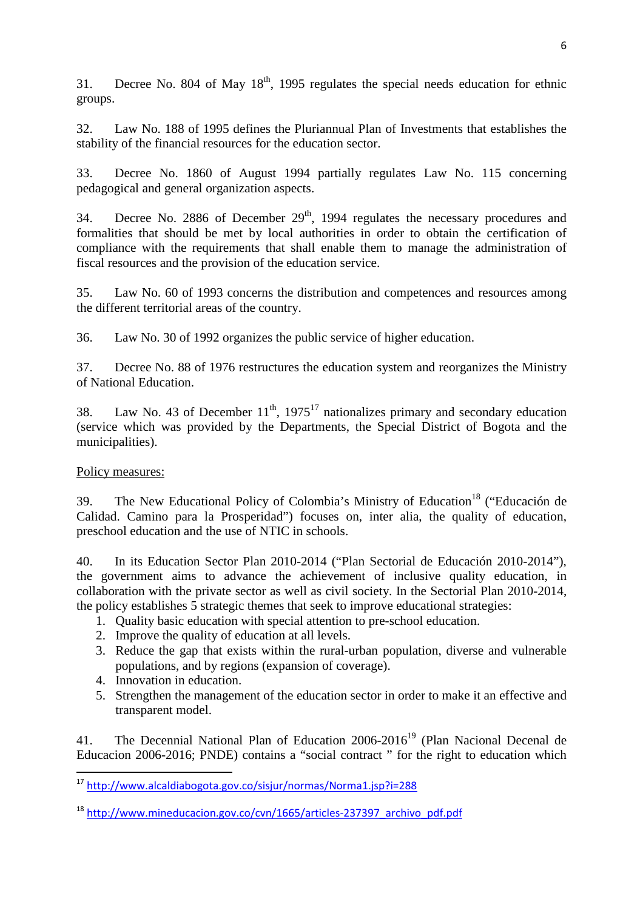31. Decree No. 804 of May 18th, 1995 regulates the special needs education for ethnic groups.

32. Law No. 188 of 1995 defines the Pluriannual Plan of Investments that establishes the stability of the financial resources for the education sector.

33. Decree No. 1860 of August 1994 partially regulates Law No. 115 concerning pedagogical and general organization aspects.

34. Decree No. 2886 of December 29th, 1994 regulates the necessary procedures and formalities that should be met by local authorities in order to obtain the certification of compliance with the requirements that shall enable them to manage the administration of fiscal resources and the provision of the education service.

35. Law No. 60 of 1993 concerns the distribution and competences and resources among the different territorial areas of the country.

36. Law No. 30 of 1992 organizes the public service of higher education.

37. Decree No. 88 of 1976 restructures the education system and reorganizes the Ministry of National Education.

38. Law No. 43 of December 11th, 1975[17] nationalizes primary and secondary education (service which was provided by the Departments, the Special District of Bogota and the municipalities).

<u>Policy measures:</u>

39. The New Educational Policy of Colombia's Ministry of Education[18] ("Educación de Calidad. Camino para la Prosperidad") focuses on, inter alia, the quality of education, preschool education and the use of NTIC in schools.

40. In its Education Sector Plan 2010-2014 ("Plan Sectorial de Educación 2010-2014"), the government aims to advance the achievement of inclusive quality education, in collaboration with the private sector as well as civil society. In the Sectorial Plan 2010-2014, the policy establishes 5 strategic themes that seek to improve educational strategies:

1. Quality basic education with special attention to pre-school education.
2. Improve the quality of education at all levels.
3. Reduce the gap that exists within the rural-urban population, diverse and vulnerable populations, and by regions (expansion of coverage).
4. Innovation in education.
5. Strengthen the management of the education sector in order to make it an effective and transparent model.

41. The Decennial National Plan of Education 2006-2016[19] (Plan Nacional Decenal de Educacion 2006-2016; PNDE) contains a "social contract " for the right to education which

---

[17] http://www.alcaldiabogota.gov.co/sisjur/normas/Norma1.jsp?i=288

[18] http://www.mineducacion.gov.co/cvn/1665/articles-237397_archivo_pdf.pdf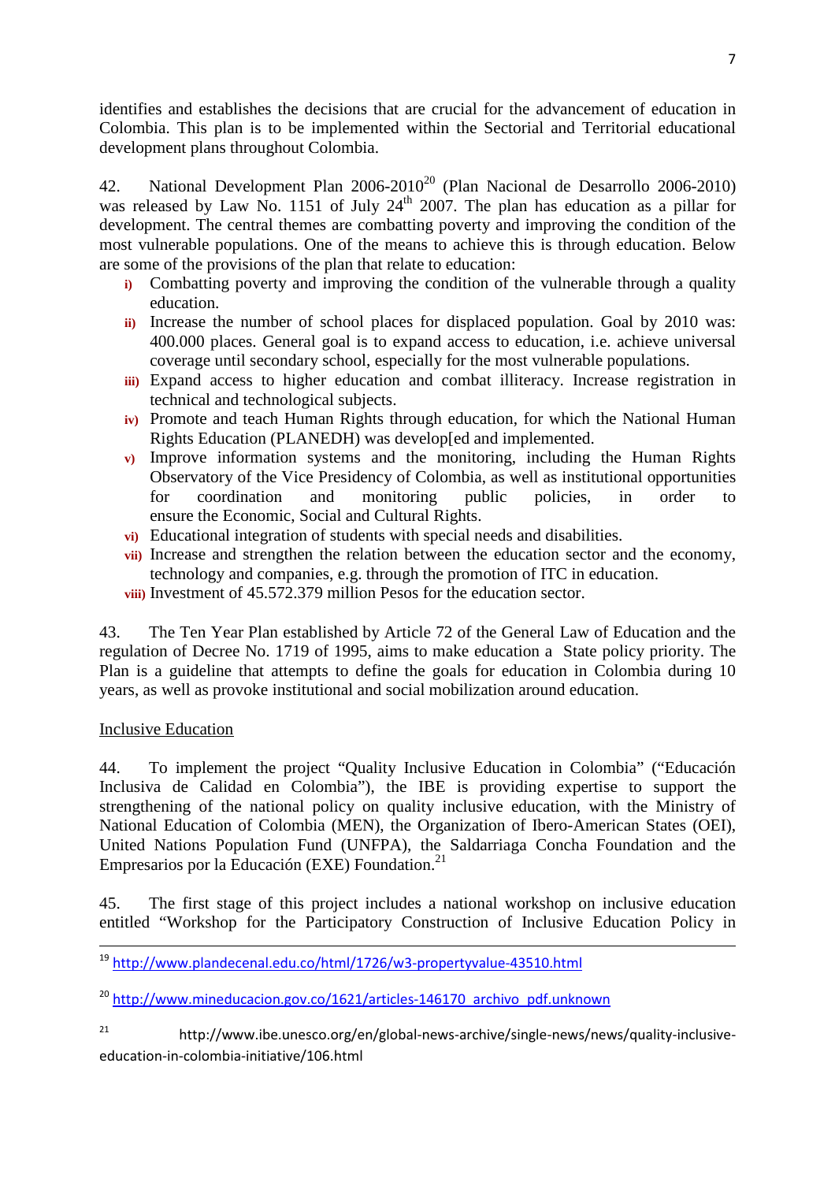identifies and establishes the decisions that are crucial for the advancement of education in Colombia. This plan is to be implemented within the Sectorial and Territorial educational development plans throughout Colombia.

42. National Development Plan 2006-2010[20] (Plan Nacional de Desarrollo 2006-2010) was released by Law No. 1151 of July 24th 2007. The plan has education as a pillar for development. The central themes are combatting poverty and improving the condition of the most vulnerable populations. One of the means to achieve this is through education. Below are some of the provisions of the plan that relate to education:

- **i)** Combatting poverty and improving the condition of the vulnerable through a quality education.
- **ii)** Increase the number of school places for displaced population. Goal by 2010 was: 400.000 places. General goal is to expand access to education, i.e. achieve universal coverage until secondary school, especially for the most vulnerable populations.
- **iii)** Expand access to higher education and combat illiteracy. Increase registration in technical and technological subjects.
- **iv)** Promote and teach Human Rights through education, for which the National Human Rights Education (PLANEDH) was develop[ed and implemented.
- **v)** Improve information systems and the monitoring, including the Human Rights Observatory of the Vice Presidency of Colombia, as well as institutional opportunities for coordination and monitoring public policies, in order to ensure the Economic, Social and Cultural Rights.
- **vi)** Educational integration of students with special needs and disabilities.
- **vii)** Increase and strengthen the relation between the education sector and the economy, technology and companies, e.g. through the promotion of ITC in education.
- **viii)** Investment of 45.572.379 million Pesos for the education sector.

43. The Ten Year Plan established by Article 72 of the General Law of Education and the regulation of Decree No. 1719 of 1995, aims to make education a State policy priority. The Plan is a guideline that attempts to define the goals for education in Colombia during 10 years, as well as provoke institutional and social mobilization around education.

<u>Inclusive Education</u>

44. To implement the project "Quality Inclusive Education in Colombia" ("Educación Inclusiva de Calidad en Colombia"), the IBE is providing expertise to support the strengthening of the national policy on quality inclusive education, with the Ministry of National Education of Colombia (MEN), the Organization of Ibero-American States (OEI), United Nations Population Fund (UNFPA), the Saldarriaga Concha Foundation and the Empresarios por la Educación (EXE) Foundation.[21]

45. The first stage of this project includes a national workshop on inclusive education entitled "Workshop for the Participatory Construction of Inclusive Education Policy in

---

[19] http://www.plandecenal.edu.co/html/1726/w3-propertyvalue-43510.html

[20] http://www.mineducacion.gov.co/1621/articles-146170_archivo_pdf.unknown

[21] http://www.ibe.unesco.org/en/global-news-archive/single-news/news/quality-inclusive-education-in-colombia-initiative/106.html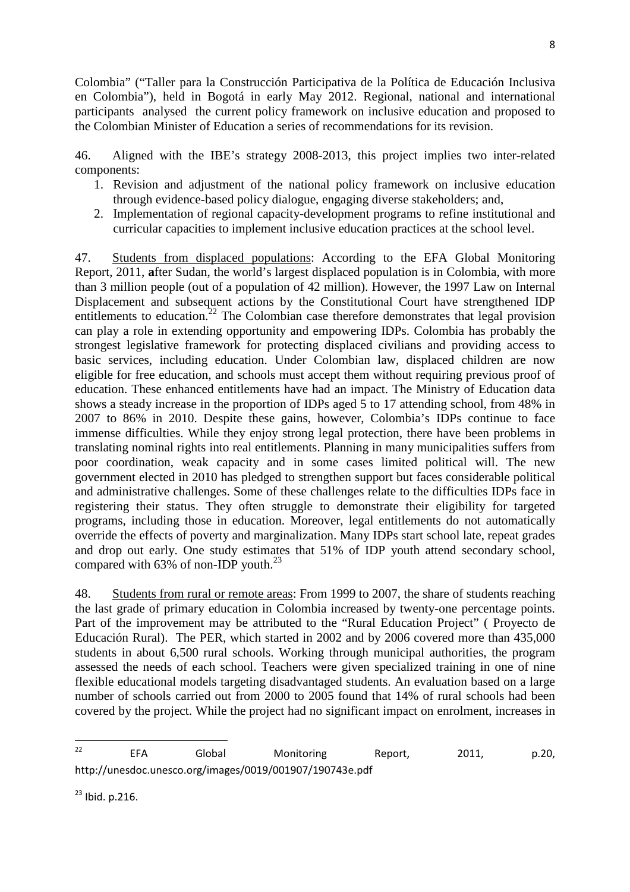Colombia" ("Taller para la Construcción Participativa de la Política de Educación Inclusiva en Colombia"), held in Bogotá in early May 2012. Regional, national and international participants analysed the current policy framework on inclusive education and proposed to the Colombian Minister of Education a series of recommendations for its revision.

46. Aligned with the IBE's strategy 2008-2013, this project implies two inter-related components:

1. Revision and adjustment of the national policy framework on inclusive education through evidence-based policy dialogue, engaging diverse stakeholders; and,
2. Implementation of regional capacity-development programs to refine institutional and curricular capacities to implement inclusive education practices at the school level.

47. Students from displaced populations: According to the EFA Global Monitoring Report, 2011, **a**fter Sudan, the world's largest displaced population is in Colombia, with more than 3 million people (out of a population of 42 million). However, the 1997 Law on Internal Displacement and subsequent actions by the Constitutional Court have strengthened IDP entitlements to education.[22] The Colombian case therefore demonstrates that legal provision can play a role in extending opportunity and empowering IDPs. Colombia has probably the strongest legislative framework for protecting displaced civilians and providing access to basic services, including education. Under Colombian law, displaced children are now eligible for free education, and schools must accept them without requiring previous proof of education. These enhanced entitlements have had an impact. The Ministry of Education data shows a steady increase in the proportion of IDPs aged 5 to 17 attending school, from 48% in 2007 to 86% in 2010. Despite these gains, however, Colombia's IDPs continue to face immense difficulties. While they enjoy strong legal protection, there have been problems in translating nominal rights into real entitlements. Planning in many municipalities suffers from poor coordination, weak capacity and in some cases limited political will. The new government elected in 2010 has pledged to strengthen support but faces considerable political and administrative challenges. Some of these challenges relate to the difficulties IDPs face in registering their status. They often struggle to demonstrate their eligibility for targeted programs, including those in education. Moreover, legal entitlements do not automatically override the effects of poverty and marginalization. Many IDPs start school late, repeat grades and drop out early. One study estimates that 51% of IDP youth attend secondary school, compared with 63% of non-IDP youth.[23]

48. Students from rural or remote areas: From 1999 to 2007, the share of students reaching the last grade of primary education in Colombia increased by twenty-one percentage points. Part of the improvement may be attributed to the "Rural Education Project" ( Proyecto de Educación Rural). The PER, which started in 2002 and by 2006 covered more than 435,000 students in about 6,500 rural schools. Working through municipal authorities, the program assessed the needs of each school. Teachers were given specialized training in one of nine flexible educational models targeting disadvantaged students. An evaluation based on a large number of schools carried out from 2000 to 2005 found that 14% of rural schools had been covered by the project. While the project had no significant impact on enrolment, increases in

---

[22] EFA Global Monitoring Report, 2011, p.20, http://unesdoc.unesco.org/images/0019/001907/190743e.pdf

[23] Ibid. p.216.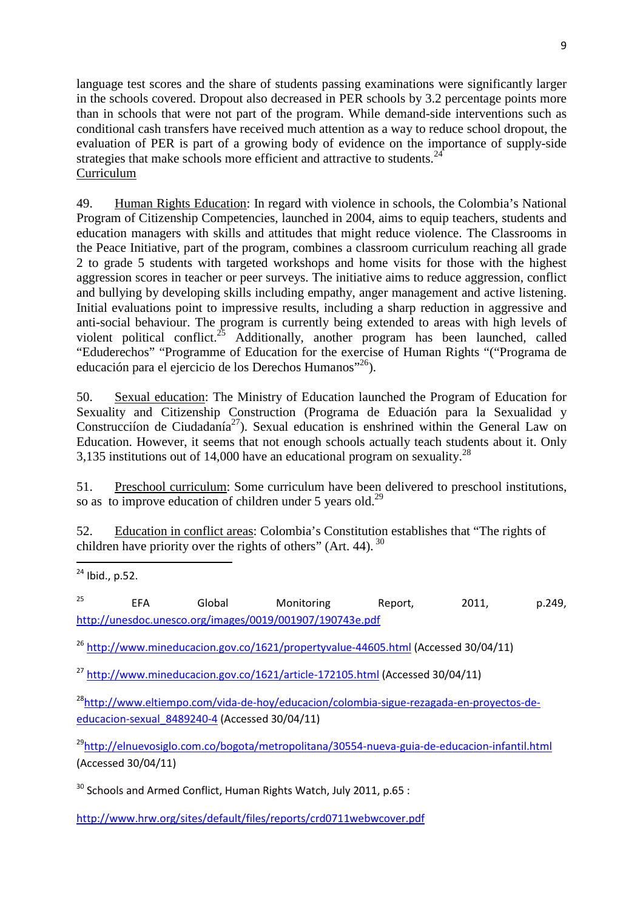language test scores and the share of students passing examinations were significantly larger in the schools covered. Dropout also decreased in PER schools by 3.2 percentage points more than in schools that were not part of the program. While demand-side interventions such as conditional cash transfers have received much attention as a way to reduce school dropout, the evaluation of PER is part of a growing body of evidence on the importance of supply-side strategies that make schools more efficient and attractive to students.[24]

Curriculum

49. Human Rights Education: In regard with violence in schools, the Colombia's National Program of Citizenship Competencies, launched in 2004, aims to equip teachers, students and education managers with skills and attitudes that might reduce violence. The Classrooms in the Peace Initiative, part of the program, combines a classroom curriculum reaching all grade 2 to grade 5 students with targeted workshops and home visits for those with the highest aggression scores in teacher or peer surveys. The initiative aims to reduce aggression, conflict and bullying by developing skills including empathy, anger management and active listening. Initial evaluations point to impressive results, including a sharp reduction in aggressive and anti-social behaviour. The program is currently being extended to areas with high levels of violent political conflict.[25] Additionally, another program has been launched, called "Eduderechos" "Programme of Education for the exercise of Human Rights "("Programa de educación para el ejercicio de los Derechos Humanos"[26]).

50. Sexual education: The Ministry of Education launched the Program of Education for Sexuality and Citizenship Construction (Programa de Eduación para la Sexualidad y Construcciíon de Ciudadanía[27]). Sexual education is enshrined within the General Law on Education. However, it seems that not enough schools actually teach students about it. Only 3,135 institutions out of 14,000 have an educational program on sexuality.[28]

51. Preschool curriculum: Some curriculum have been delivered to preschool institutions, so as to improve education of children under 5 years old.[29]

52. Education in conflict areas: Colombia's Constitution establishes that "The rights of children have priority over the rights of others" (Art. 44).[30]

---

[24] Ibid., p.52.

[25] EFA Global Monitoring Report, 2011, p.249, http://unesdoc.unesco.org/images/0019/001907/190743e.pdf

[26] http://www.mineducacion.gov.co/1621/propertyvalue-44605.html (Accessed 30/04/11)

[27] http://www.mineducacion.gov.co/1621/article-172105.html (Accessed 30/04/11)

[28] http://www.eltiempo.com/vida-de-hoy/educacion/colombia-sigue-rezagada-en-proyectos-de-educacion-sexual_8489240-4 (Accessed 30/04/11)

[29] http://elnuevosiglo.com.co/bogota/metropolitana/30554-nueva-guia-de-educacion-infantil.html (Accessed 30/04/11)

[30] Schools and Armed Conflict, Human Rights Watch, July 2011, p.65 :

http://www.hrw.org/sites/default/files/reports/crd0711webwcover.pdf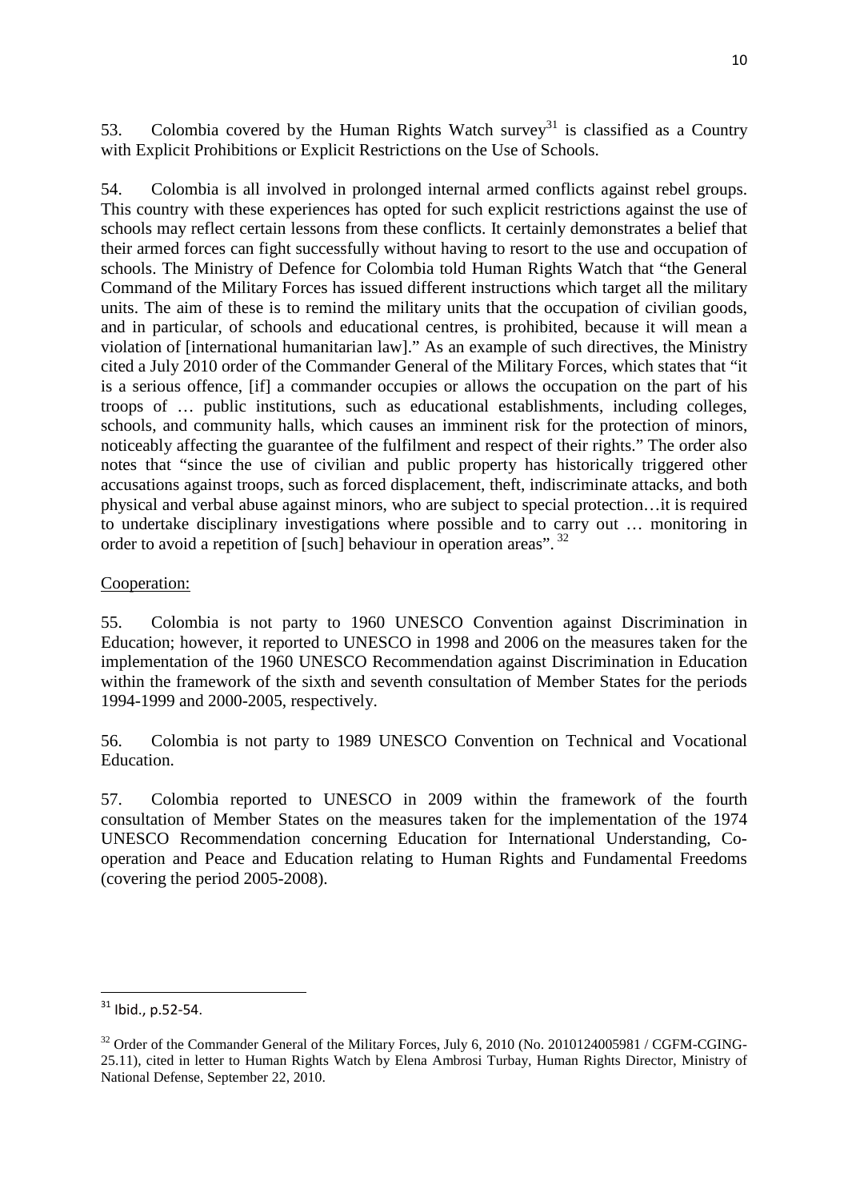53. Colombia covered by the Human Rights Watch survey[31] is classified as a Country with Explicit Prohibitions or Explicit Restrictions on the Use of Schools.

54. Colombia is all involved in prolonged internal armed conflicts against rebel groups. This country with these experiences has opted for such explicit restrictions against the use of schools may reflect certain lessons from these conflicts. It certainly demonstrates a belief that their armed forces can fight successfully without having to resort to the use and occupation of schools. The Ministry of Defence for Colombia told Human Rights Watch that "the General Command of the Military Forces has issued different instructions which target all the military units. The aim of these is to remind the military units that the occupation of civilian goods, and in particular, of schools and educational centres, is prohibited, because it will mean a violation of [international humanitarian law]." As an example of such directives, the Ministry cited a July 2010 order of the Commander General of the Military Forces, which states that "it is a serious offence, [if] a commander occupies or allows the occupation on the part of his troops of … public institutions, such as educational establishments, including colleges, schools, and community halls, which causes an imminent risk for the protection of minors, noticeably affecting the guarantee of the fulfilment and respect of their rights." The order also notes that "since the use of civilian and public property has historically triggered other accusations against troops, such as forced displacement, theft, indiscriminate attacks, and both physical and verbal abuse against minors, who are subject to special protection…it is required to undertake disciplinary investigations where possible and to carry out … monitoring in order to avoid a repetition of [such] behaviour in operation areas".[32]

Cooperation:

55. Colombia is not party to 1960 UNESCO Convention against Discrimination in Education; however, it reported to UNESCO in 1998 and 2006 on the measures taken for the implementation of the 1960 UNESCO Recommendation against Discrimination in Education within the framework of the sixth and seventh consultation of Member States for the periods 1994-1999 and 2000-2005, respectively.

56. Colombia is not party to 1989 UNESCO Convention on Technical and Vocational Education.

57. Colombia reported to UNESCO in 2009 within the framework of the fourth consultation of Member States on the measures taken for the implementation of the 1974 UNESCO Recommendation concerning Education for International Understanding, Co-operation and Peace and Education relating to Human Rights and Fundamental Freedoms (covering the period 2005-2008).

---

[31] Ibid., p.52-54.

[32] Order of the Commander General of the Military Forces, July 6, 2010 (No. 2010124005981 / CGFM-CGING-25.11), cited in letter to Human Rights Watch by Elena Ambrosi Turbay, Human Rights Director, Ministry of National Defense, September 22, 2010.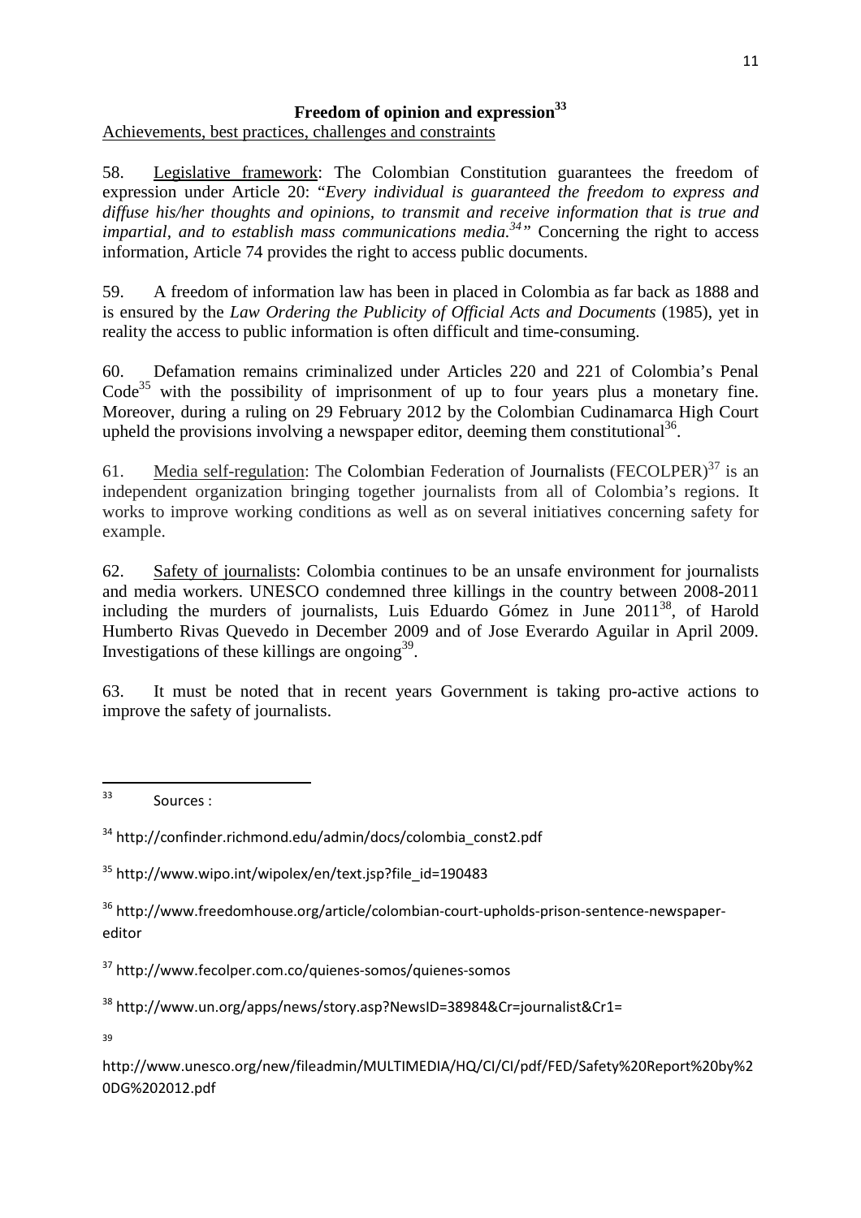## Freedom of opinion and expression[33]

Achievements, best practices, challenges and constraints

58. Legislative framework: The Colombian Constitution guarantees the freedom of expression under Article 20: "*Every individual is guaranteed the freedom to express and diffuse his/her thoughts and opinions, to transmit and receive information that is true and impartial, and to establish mass communications media.*[34]" Concerning the right to access information, Article 74 provides the right to access public documents.

59. A freedom of information law has been in placed in Colombia as far back as 1888 and is ensured by the *Law Ordering the Publicity of Official Acts and Documents* (1985), yet in reality the access to public information is often difficult and time-consuming.

60. Defamation remains criminalized under Articles 220 and 221 of Colombia's Penal Code[35] with the possibility of imprisonment of up to four years plus a monetary fine. Moreover, during a ruling on 29 February 2012 by the Colombian Cudinamarca High Court upheld the provisions involving a newspaper editor, deeming them constitutional[36].

61. Media self-regulation: The Colombian Federation of Journalists (FECOLPER)[37] is an independent organization bringing together journalists from all of Colombia's regions. It works to improve working conditions as well as on several initiatives concerning safety for example.

62. Safety of journalists: Colombia continues to be an unsafe environment for journalists and media workers. UNESCO condemned three killings in the country between 2008-2011 including the murders of journalists, Luis Eduardo Gómez in June 2011[38], of Harold Humberto Rivas Quevedo in December 2009 and of Jose Everardo Aguilar in April 2009. Investigations of these killings are ongoing[39].

63. It must be noted that in recent years Government is taking pro-active actions to improve the safety of journalists.

---

[33] Sources :

[34] http://confinder.richmond.edu/admin/docs/colombia_const2.pdf

[35] http://www.wipo.int/wipolex/en/text.jsp?file_id=190483

[36] http://www.freedomhouse.org/article/colombian-court-upholds-prison-sentence-newspaper-editor

[37] http://www.fecolper.com.co/quienes-somos/quienes-somos

[38] http://www.un.org/apps/news/story.asp?NewsID=38984&Cr=journalist&Cr1=

[39] http://www.unesco.org/new/fileadmin/MULTIMEDIA/HQ/CI/CI/pdf/FED/Safety%20Report%20by%20DG%202012.pdf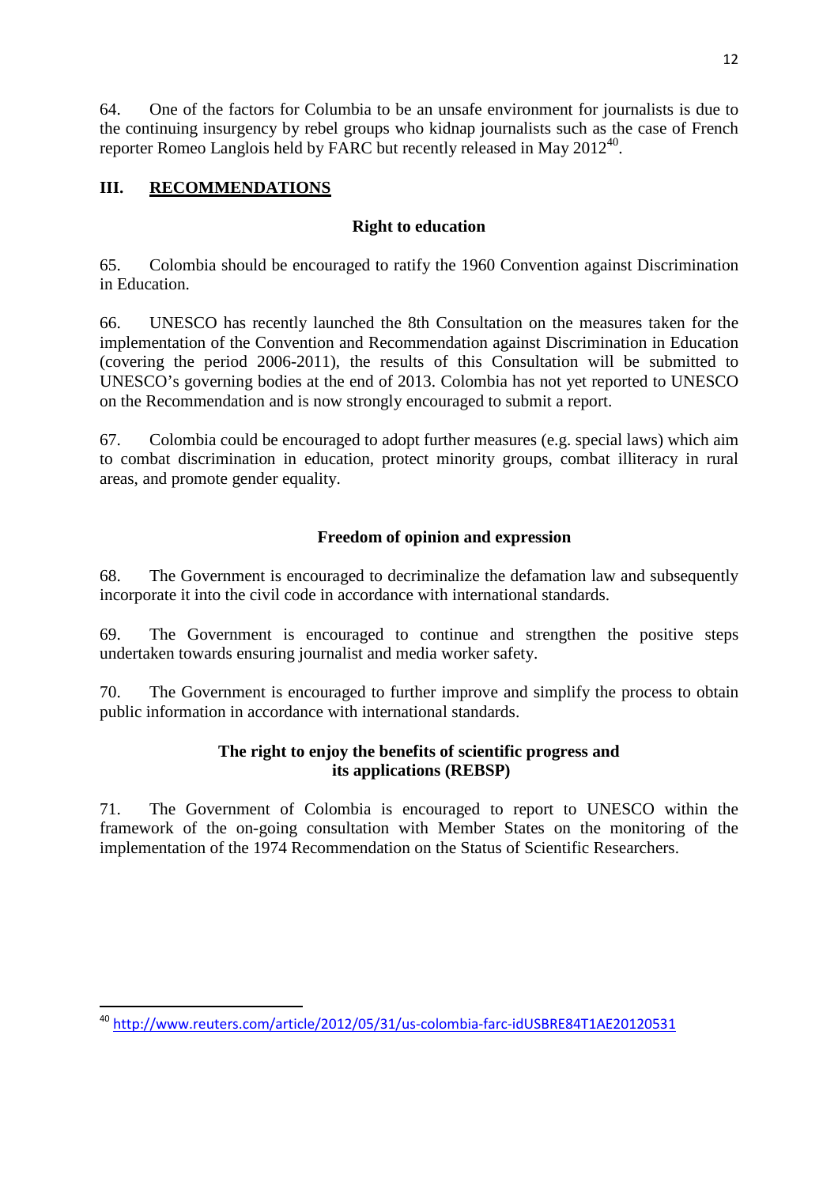64. One of the factors for Columbia to be an unsafe environment for journalists is due to the continuing insurgency by rebel groups who kidnap journalists such as the case of French reporter Romeo Langlois held by FARC but recently released in May 2012[40].

## III. RECOMMENDATIONS

### Right to education

65. Colombia should be encouraged to ratify the 1960 Convention against Discrimination in Education.

66. UNESCO has recently launched the 8th Consultation on the measures taken for the implementation of the Convention and Recommendation against Discrimination in Education (covering the period 2006-2011), the results of this Consultation will be submitted to UNESCO's governing bodies at the end of 2013. Colombia has not yet reported to UNESCO on the Recommendation and is now strongly encouraged to submit a report.

67. Colombia could be encouraged to adopt further measures (e.g. special laws) which aim to combat discrimination in education, protect minority groups, combat illiteracy in rural areas, and promote gender equality.

### Freedom of opinion and expression

68. The Government is encouraged to decriminalize the defamation law and subsequently incorporate it into the civil code in accordance with international standards.

69. The Government is encouraged to continue and strengthen the positive steps undertaken towards ensuring journalist and media worker safety.

70. The Government is encouraged to further improve and simplify the process to obtain public information in accordance with international standards.

### The right to enjoy the benefits of scientific progress and its applications (REBSP)

71. The Government of Colombia is encouraged to report to UNESCO within the framework of the on-going consultation with Member States on the monitoring of the implementation of the 1974 Recommendation on the Status of Scientific Researchers.

---

[40] http://www.reuters.com/article/2012/05/31/us-colombia-farc-idUSBRE84T1AE20120531